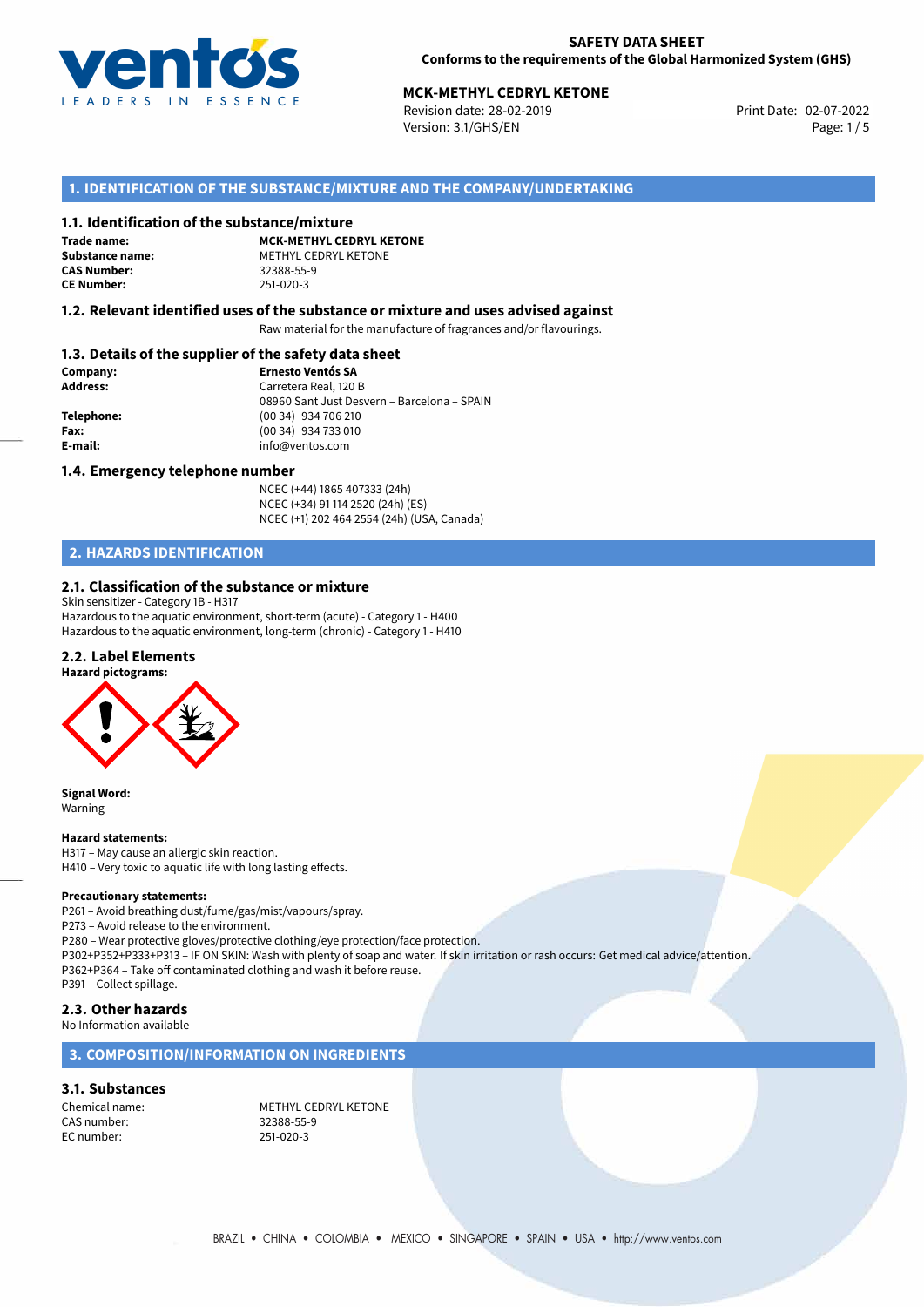**SAFETY DATA SHEET**
**Conforms to the requirements of the Global Harmonized System (GHS)**

**MCK-METHYL CEDRYL KETONE**
Revision date: 28-02-2019
Version: 3.1/GHS/EN
Print Date: 02-07-2022

## 1. IDENTIFICATION OF THE SUBSTANCE/MIXTURE AND THE COMPANY/UNDERTAKING

### 1.1. Identification of the substance/mixture

**Trade name:** **MCK-METHYL CEDRYL KETONE**
**Substance name:** METHYL CEDRYL KETONE
**CAS Number:** 32388-55-9
**CE Number:** 251-020-3

### 1.2. Relevant identified uses of the substance or mixture and uses advised against

Raw material for the manufacture of fragrances and/or flavourings.

### 1.3. Details of the supplier of the safety data sheet

**Company:** **Ernesto Ventós SA**
**Address:** Carretera Real, 120 B
08960 Sant Just Desvern – Barcelona – SPAIN
**Telephone:** (00 34) 934 706 210
**Fax:** (00 34) 934 733 010
**E-mail:** info@ventos.com

### 1.4. Emergency telephone number

NCEC (+44) 1865 407333 (24h)
NCEC (+34) 91 114 2520 (24h) (ES)
NCEC (+1) 202 464 2554 (24h) (USA, Canada)

## 2. HAZARDS IDENTIFICATION

### 2.1. Classification of the substance or mixture

Skin sensitizer - Category 1B - H317
Hazardous to the aquatic environment, short-term (acute) - Category 1 - H400
Hazardous to the aquatic environment, long-term (chronic) - Category 1 - H410

### 2.2. Label Elements

**Hazard pictograms:**

**Signal Word:**
Warning

**Hazard statements:**
H317 – May cause an allergic skin reaction.
H410 – Very toxic to aquatic life with long lasting effects.

**Precautionary statements:**
P261 – Avoid breathing dust/fume/gas/mist/vapours/spray.
P273 – Avoid release to the environment.
P280 – Wear protective gloves/protective clothing/eye protection/face protection.
P302+P352+P333+P313 – IF ON SKIN: Wash with plenty of soap and water. If skin irritation or rash occurs: Get medical advice/attention.
P362+P364 – Take off contaminated clothing and wash it before reuse.
P391 – Collect spillage.

### 2.3. Other hazards

No Information available

## 3. COMPOSITION/INFORMATION ON INGREDIENTS

### 3.1. Substances

Chemical name: METHYL CEDRYL KETONE
CAS number: 32388-55-9
EC number: 251-020-3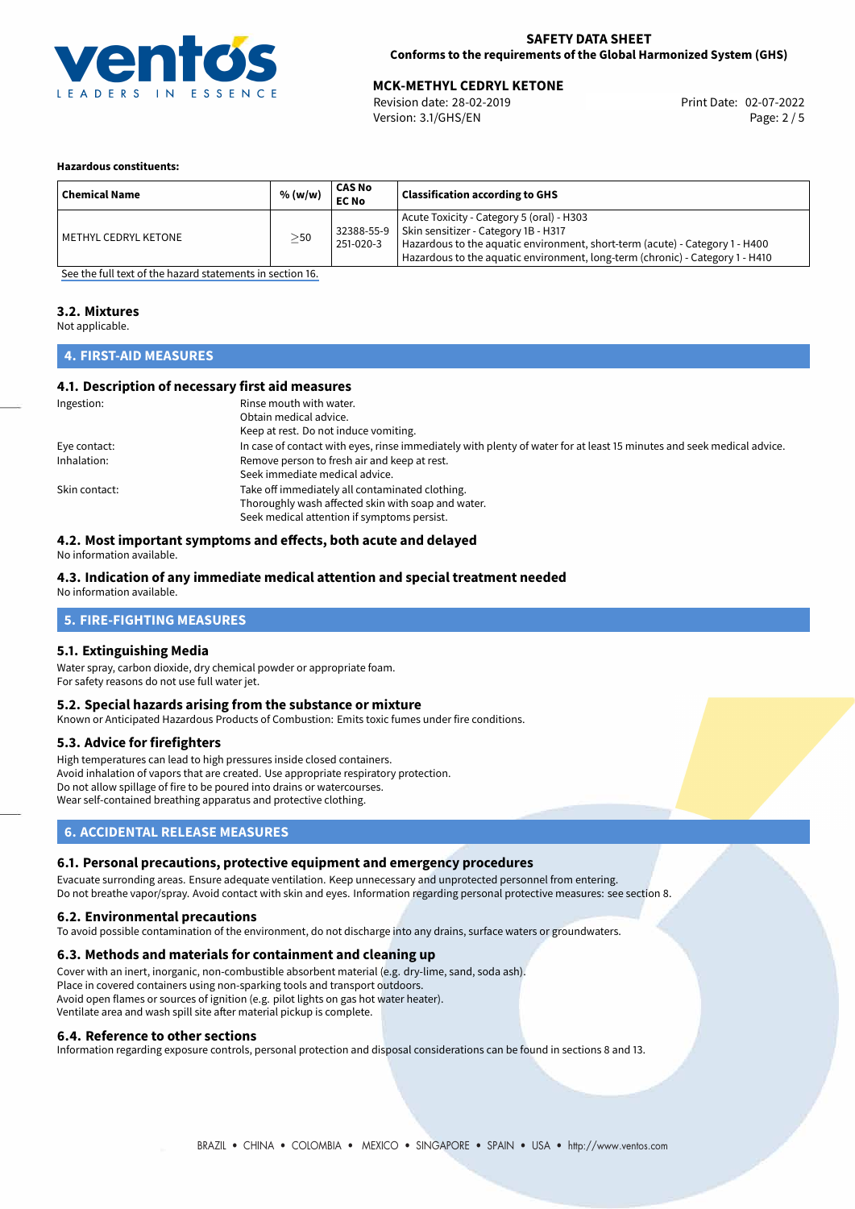**Hazardous constituents:**

| Chemical Name | % (w/w) | CAS No EC No | Classification according to GHS |
|---|---|---|---|
| METHYL CEDRYL KETONE | ≥50 | 32388-55-9 251-020-3 | Acute Toxicity - Category 5 (oral) - H303 Skin sensitizer - Category 1B - H317 Hazardous to the aquatic environment, short-term (acute) - Category 1 - H400 Hazardous to the aquatic environment, long-term (chronic) - Category 1 - H410 |

See the full text of the hazard statements in section 16.

### 3.2. Mixtures

Not applicable.

## 4. FIRST-AID MEASURES

### 4.1. Description of necessary first aid measures

Ingestion: Rinse mouth with water.
Obtain medical advice.
Keep at rest. Do not induce vomiting.

Eye contact: In case of contact with eyes, rinse immediately with plenty of water for at least 15 minutes and seek medical advice.

Inhalation: Remove person to fresh air and keep at rest.
Seek immediate medical advice.

Skin contact: Take off immediately all contaminated clothing.
Thoroughly wash affected skin with soap and water.
Seek medical attention if symptoms persist.

### 4.2. Most important symptoms and effects, both acute and delayed

No information available.

### 4.3. Indication of any immediate medical attention and special treatment needed

No information available.

## 5. FIRE-FIGHTING MEASURES

### 5.1. Extinguishing Media

Water spray, carbon dioxide, dry chemical powder or appropriate foam.
For safety reasons do not use full water jet.

### 5.2. Special hazards arising from the substance or mixture

Known or Anticipated Hazardous Products of Combustion: Emits toxic fumes under fire conditions.

### 5.3. Advice for firefighters

High temperatures can lead to high pressures inside closed containers.
Avoid inhalation of vapors that are created. Use appropriate respiratory protection.
Do not allow spillage of fire to be poured into drains or watercourses.
Wear self-contained breathing apparatus and protective clothing.

## 6. ACCIDENTAL RELEASE MEASURES

### 6.1. Personal precautions, protective equipment and emergency procedures

Evacuate surronding areas. Ensure adequate ventilation. Keep unnecessary and unprotected personnel from entering.
Do not breathe vapor/spray. Avoid contact with skin and eyes. Information regarding personal protective measures: see section 8.

### 6.2. Environmental precautions

To avoid possible contamination of the environment, do not discharge into any drains, surface waters or groundwaters.

### 6.3. Methods and materials for containment and cleaning up

Cover with an inert, inorganic, non-combustible absorbent material (e.g. dry-lime, sand, soda ash).
Place in covered containers using non-sparking tools and transport outdoors.
Avoid open flames or sources of ignition (e.g. pilot lights on gas hot water heater).
Ventilate area and wash spill site after material pickup is complete.

### 6.4. Reference to other sections

Information regarding exposure controls, personal protection and disposal considerations can be found in sections 8 and 13.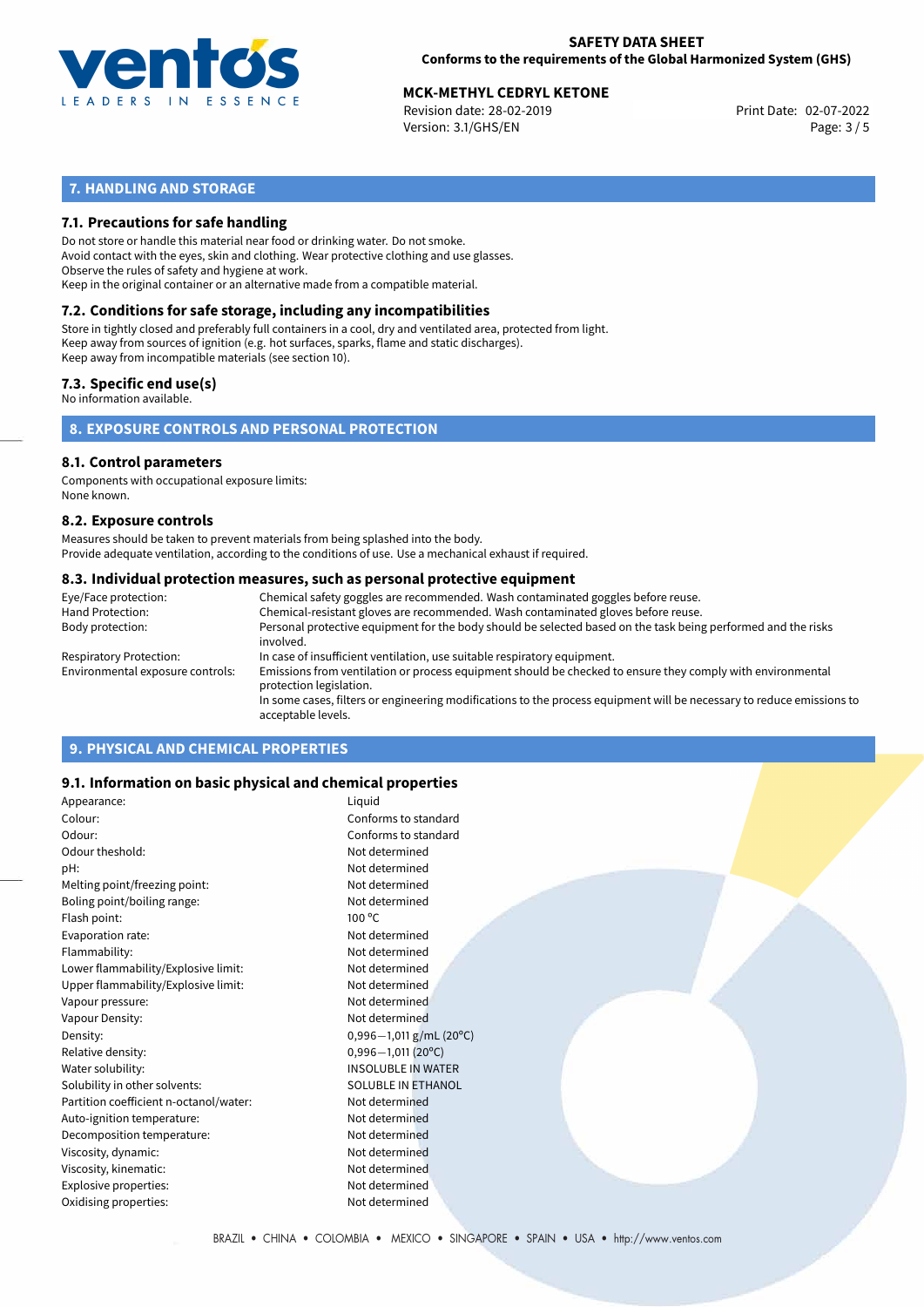## 7. HANDLING AND STORAGE

### 7.1. Precautions for safe handling

Do not store or handle this material near food or drinking water. Do not smoke.
Avoid contact with the eyes, skin and clothing. Wear protective clothing and use glasses.
Observe the rules of safety and hygiene at work.
Keep in the original container or an alternative made from a compatible material.

### 7.2. Conditions for safe storage, including any incompatibilities

Store in tightly closed and preferably full containers in a cool, dry and ventilated area, protected from light.
Keep away from sources of ignition (e.g. hot surfaces, sparks, flame and static discharges).
Keep away from incompatible materials (see section 10).

### 7.3. Specific end use(s)

No information available.

## 8. EXPOSURE CONTROLS AND PERSONAL PROTECTION

### 8.1. Control parameters

Components with occupational exposure limits:
None known.

### 8.2. Exposure controls

Measures should be taken to prevent materials from being splashed into the body.
Provide adequate ventilation, according to the conditions of use. Use a mechanical exhaust if required.

### 8.3. Individual protection measures, such as personal protective equipment

| | |
|---|---|
| Eye/Face protection: | Chemical safety goggles are recommended. Wash contaminated goggles before reuse. |
| Hand Protection: | Chemical-resistant gloves are recommended. Wash contaminated gloves before reuse. |
| Body protection: | Personal protective equipment for the body should be selected based on the task being performed and the risks involved. |
| Respiratory Protection: | In case of insufficient ventilation, use suitable respiratory equipment. |
| Environmental exposure controls: | Emissions from ventilation or process equipment should be checked to ensure they comply with environmental protection legislation. In some cases, filters or engineering modifications to the process equipment will be necessary to reduce emissions to acceptable levels. |

## 9. PHYSICAL AND CHEMICAL PROPERTIES

### 9.1. Information on basic physical and chemical properties

| | |
|---|---|
| Appearance: | Liquid |
| Colour: | Conforms to standard |
| Odour: | Conforms to standard |
| Odour theshold: | Not determined |
| pH: | Not determined |
| Melting point/freezing point: | Not determined |
| Boling point/boiling range: | Not determined |
| Flash point: | 100 °C |
| Evaporation rate: | Not determined |
| Flammability: | Not determined |
| Lower flammability/Explosive limit: | Not determined |
| Upper flammability/Explosive limit: | Not determined |
| Vapour pressure: | Not determined |
| Vapour Density: | Not determined |
| Density: | 0,996—1,011 g/mL (20°C) |
| Relative density: | 0,996—1,011 (20°C) |
| Water solubility: | INSOLUBLE IN WATER |
| Solubility in other solvents: | SOLUBLE IN ETHANOL |
| Partition coefficient n-octanol/water: | Not determined |
| Auto-ignition temperature: | Not determined |
| Decomposition temperature: | Not determined |
| Viscosity, dynamic: | Not determined |
| Viscosity, kinematic: | Not determined |
| Explosive properties: | Not determined |
| Oxidising properties: | Not determined |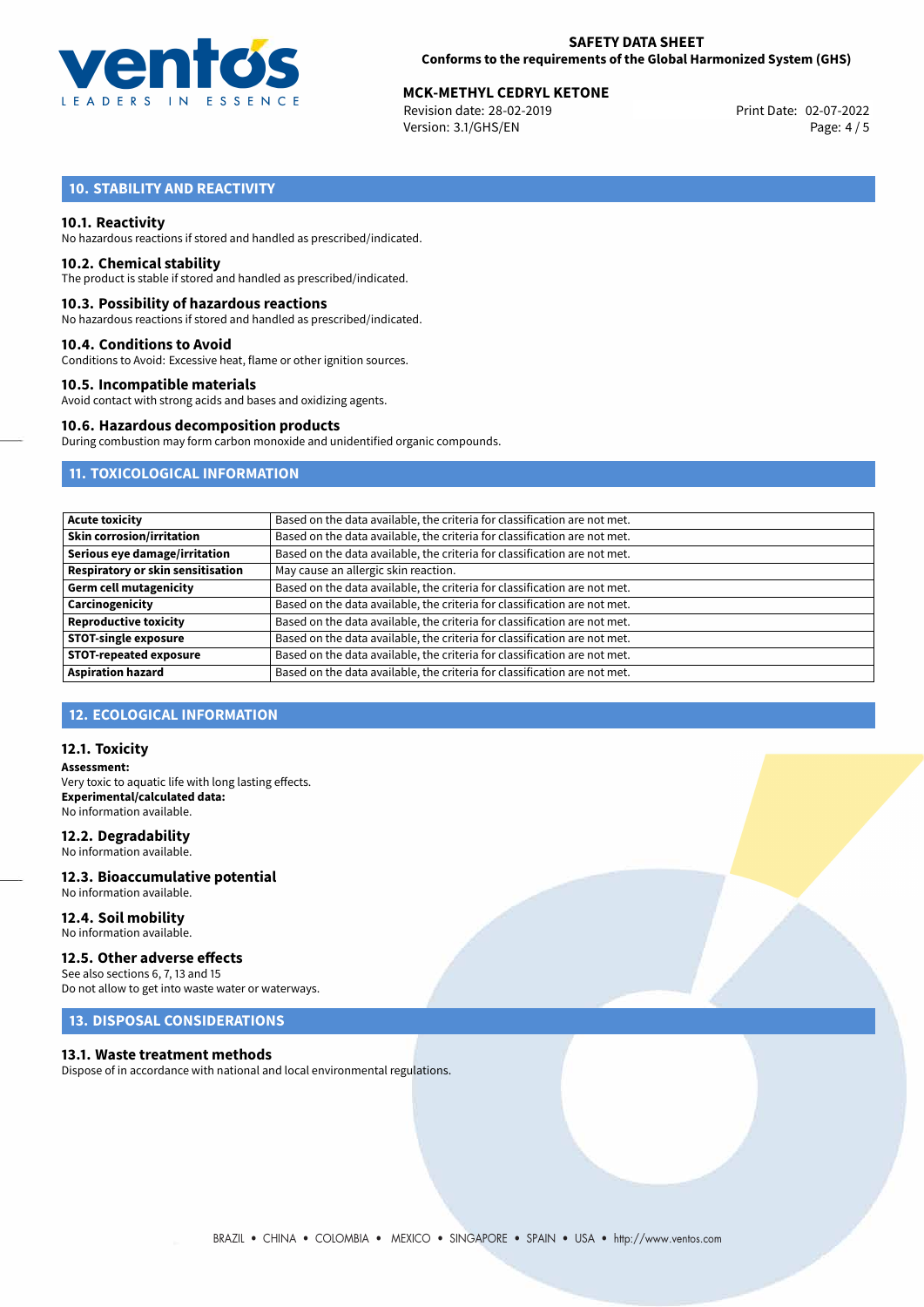## 10. STABILITY AND REACTIVITY

### 10.1. Reactivity

No hazardous reactions if stored and handled as prescribed/indicated.

### 10.2. Chemical stability

The product is stable if stored and handled as prescribed/indicated.

### 10.3. Possibility of hazardous reactions

No hazardous reactions if stored and handled as prescribed/indicated.

### 10.4. Conditions to Avoid

Conditions to Avoid: Excessive heat, flame or other ignition sources.

### 10.5. Incompatible materials

Avoid contact with strong acids and bases and oxidizing agents.

### 10.6. Hazardous decomposition products

During combustion may form carbon monoxide and unidentified organic compounds.

## 11. TOXICOLOGICAL INFORMATION

| | |
|---|---|
| **Acute toxicity** | Based on the data available, the criteria for classification are not met. |
| **Skin corrosion/irritation** | Based on the data available, the criteria for classification are not met. |
| **Serious eye damage/irritation** | Based on the data available, the criteria for classification are not met. |
| **Respiratory or skin sensitisation** | May cause an allergic skin reaction. |
| **Germ cell mutagenicity** | Based on the data available, the criteria for classification are not met. |
| **Carcinogenicity** | Based on the data available, the criteria for classification are not met. |
| **Reproductive toxicity** | Based on the data available, the criteria for classification are not met. |
| **STOT-single exposure** | Based on the data available, the criteria for classification are not met. |
| **STOT-repeated exposure** | Based on the data available, the criteria for classification are not met. |
| **Aspiration hazard** | Based on the data available, the criteria for classification are not met. |

## 12. ECOLOGICAL INFORMATION

### 12.1. Toxicity

**Assessment:**
Very toxic to aquatic life with long lasting effects.
**Experimental/calculated data:**
No information available.

### 12.2. Degradability

No information available.

### 12.3. Bioaccumulative potential

No information available.

### 12.4. Soil mobility

No information available.

### 12.5. Other adverse effects

See also sections 6, 7, 13 and 15
Do not allow to get into waste water or waterways.

## 13. DISPOSAL CONSIDERATIONS

### 13.1. Waste treatment methods

Dispose of in accordance with national and local environmental regulations.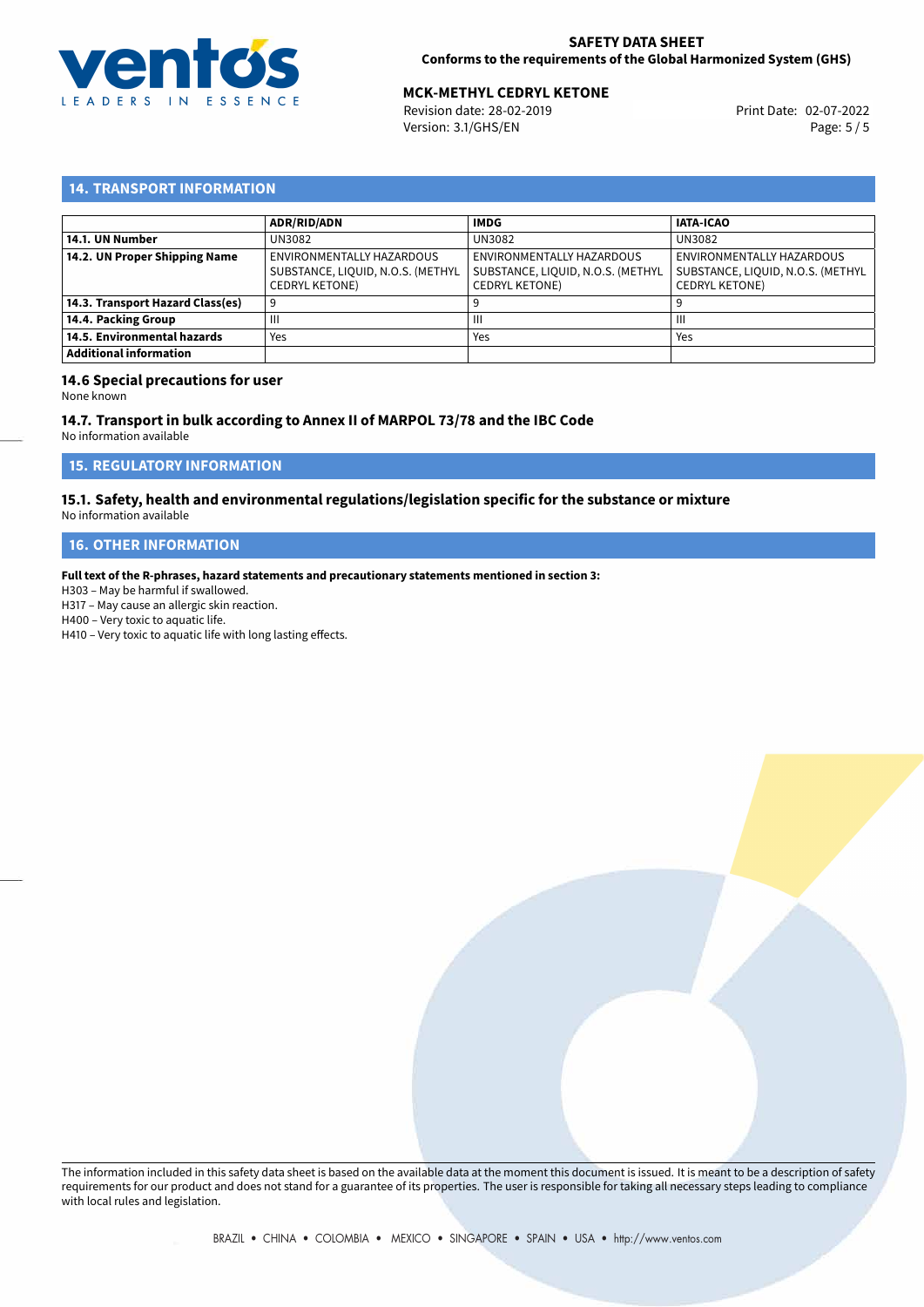## 14. TRANSPORT INFORMATION

| | ADR/RID/ADN | IMDG | IATA-ICAO |
|---|---|---|---|
| **14.1. UN Number** | UN3082 | UN3082 | UN3082 |
| **14.2. UN Proper Shipping Name** | ENVIRONMENTALLY HAZARDOUS SUBSTANCE, LIQUID, N.O.S. (METHYL CEDRYL KETONE) | ENVIRONMENTALLY HAZARDOUS SUBSTANCE, LIQUID, N.O.S. (METHYL CEDRYL KETONE) | ENVIRONMENTALLY HAZARDOUS SUBSTANCE, LIQUID, N.O.S. (METHYL CEDRYL KETONE) |
| **14.3. Transport Hazard Class(es)** | 9 | 9 | 9 |
| **14.4. Packing Group** | III | III | III |
| **14.5. Environmental hazards** | Yes | Yes | Yes |
| **Additional information** | | | |

### 14.6 Special precautions for user

None known

### 14.7. Transport in bulk according to Annex II of MARPOL 73/78 and the IBC Code

No information available

## 15. REGULATORY INFORMATION

### 15.1. Safety, health and environmental regulations/legislation specific for the substance or mixture

No information available

## 16. OTHER INFORMATION

**Full text of the R-phrases, hazard statements and precautionary statements mentioned in section 3:**

H303 – May be harmful if swallowed.
H317 – May cause an allergic skin reaction.
H400 – Very toxic to aquatic life.
H410 – Very toxic to aquatic life with long lasting effects.

The information included in this safety data sheet is based on the available data at the moment this document is issued. It is meant to be a description of safety requirements for our product and does not stand for a guarantee of its properties. The user is responsible for taking all necessary steps leading to compliance with local rules and legislation.